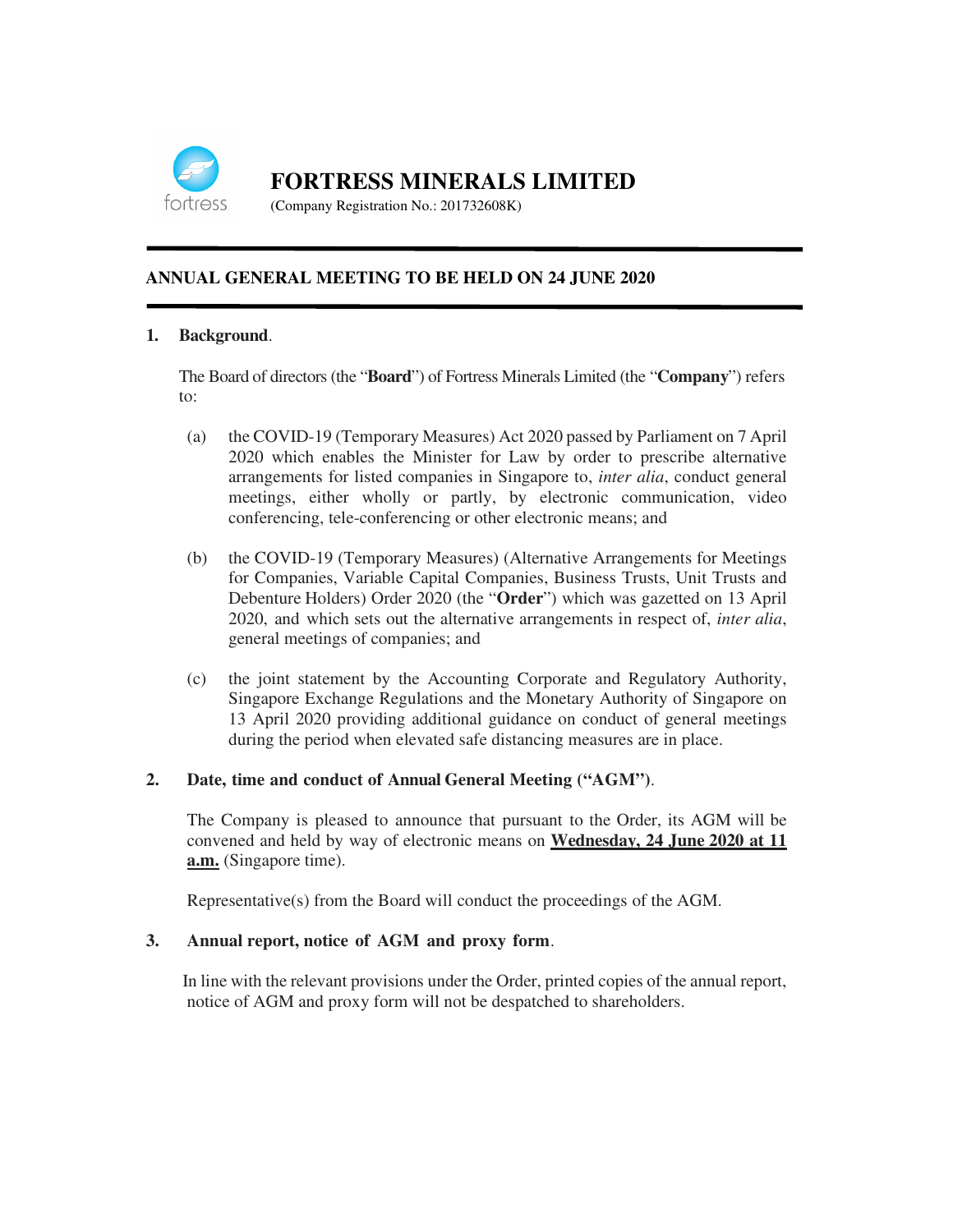# FORTRESS MINERALS LIMITED

(Company Registration No.: 201732608K)

---

## ANNUAL GENERAL MEETING TO BE HELD ON 24 JUNE 2020

---

**1. Background.**

The Board of directors (the "**Board**") of Fortress Minerals Limited (the "**Company**") refers to:

(a) the COVID-19 (Temporary Measures) Act 2020 passed by Parliament on 7 April 2020 which enables the Minister for Law by order to prescribe alternative arrangements for listed companies in Singapore to, *inter alia*, conduct general meetings, either wholly or partly, by electronic communication, video conferencing, tele-conferencing or other electronic means; and

(b) the COVID-19 (Temporary Measures) (Alternative Arrangements for Meetings for Companies, Variable Capital Companies, Business Trusts, Unit Trusts and Debenture Holders) Order 2020 (the "**Order**") which was gazetted on 13 April 2020, and which sets out the alternative arrangements in respect of, *inter alia*, general meetings of companies; and

(c) the joint statement by the Accounting Corporate and Regulatory Authority, Singapore Exchange Regulations and the Monetary Authority of Singapore on 13 April 2020 providing additional guidance on conduct of general meetings during the period when elevated safe distancing measures are in place.

**2. Date, time and conduct of Annual General Meeting ("AGM").**

The Company is pleased to announce that pursuant to the Order, its AGM will be convened and held by way of electronic means on **Wednesday, 24 June 2020 at 11 a.m.** (Singapore time).

Representative(s) from the Board will conduct the proceedings of the AGM.

**3. Annual report, notice of AGM and proxy form.**

In line with the relevant provisions under the Order, printed copies of the annual report, notice of AGM and proxy form will not be despatched to shareholders.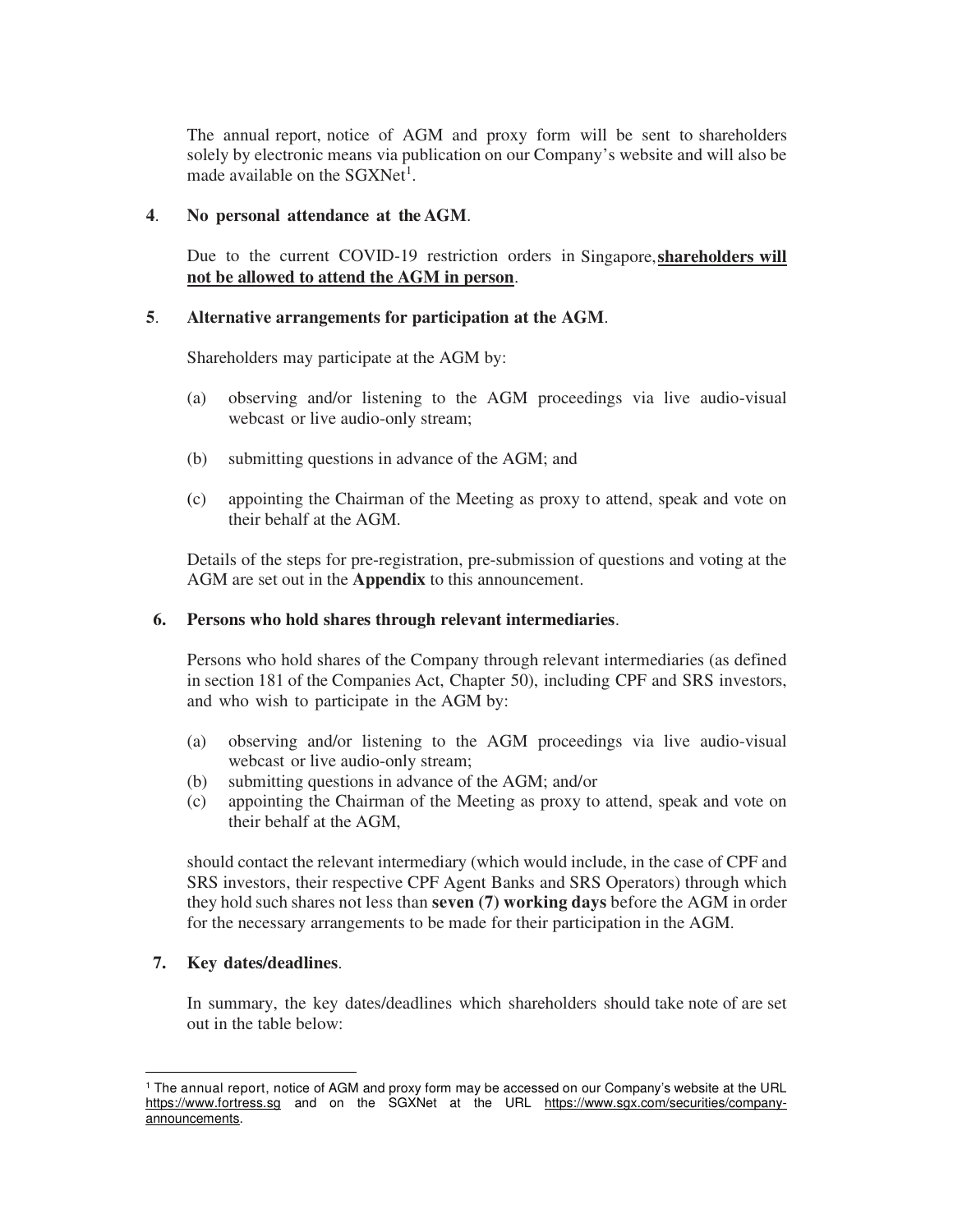The annual report, notice of AGM and proxy form will be sent to shareholders solely by electronic means via publication on our Company's website and will also be made available on the SGXNet[1].

**4. No personal attendance at the AGM.**

Due to the current COVID-19 restriction orders in Singapore, **shareholders will not be allowed to attend the AGM in person**.

**5. Alternative arrangements for participation at the AGM.**

Shareholders may participate at the AGM by:

(a) observing and/or listening to the AGM proceedings via live audio-visual webcast or live audio-only stream;

(b) submitting questions in advance of the AGM; and

(c) appointing the Chairman of the Meeting as proxy to attend, speak and vote on their behalf at the AGM.

Details of the steps for pre-registration, pre-submission of questions and voting at the AGM are set out in the **Appendix** to this announcement.

**6. Persons who hold shares through relevant intermediaries.**

Persons who hold shares of the Company through relevant intermediaries (as defined in section 181 of the Companies Act, Chapter 50), including CPF and SRS investors, and who wish to participate in the AGM by:

(a) observing and/or listening to the AGM proceedings via live audio-visual webcast or live audio-only stream;
(b) submitting questions in advance of the AGM; and/or
(c) appointing the Chairman of the Meeting as proxy to attend, speak and vote on their behalf at the AGM,

should contact the relevant intermediary (which would include, in the case of CPF and SRS investors, their respective CPF Agent Banks and SRS Operators) through which they hold such shares not less than **seven (7) working days** before the AGM in order for the necessary arrangements to be made for their participation in the AGM.

**7. Key dates/deadlines.**

In summary, the key dates/deadlines which shareholders should take note of are set out in the table below:

---

[1] The annual report, notice of AGM and proxy form may be accessed on our Company's website at the URL https://www.fortress.sg and on the SGXNet at the URL https://www.sgx.com/securities/company-announcements.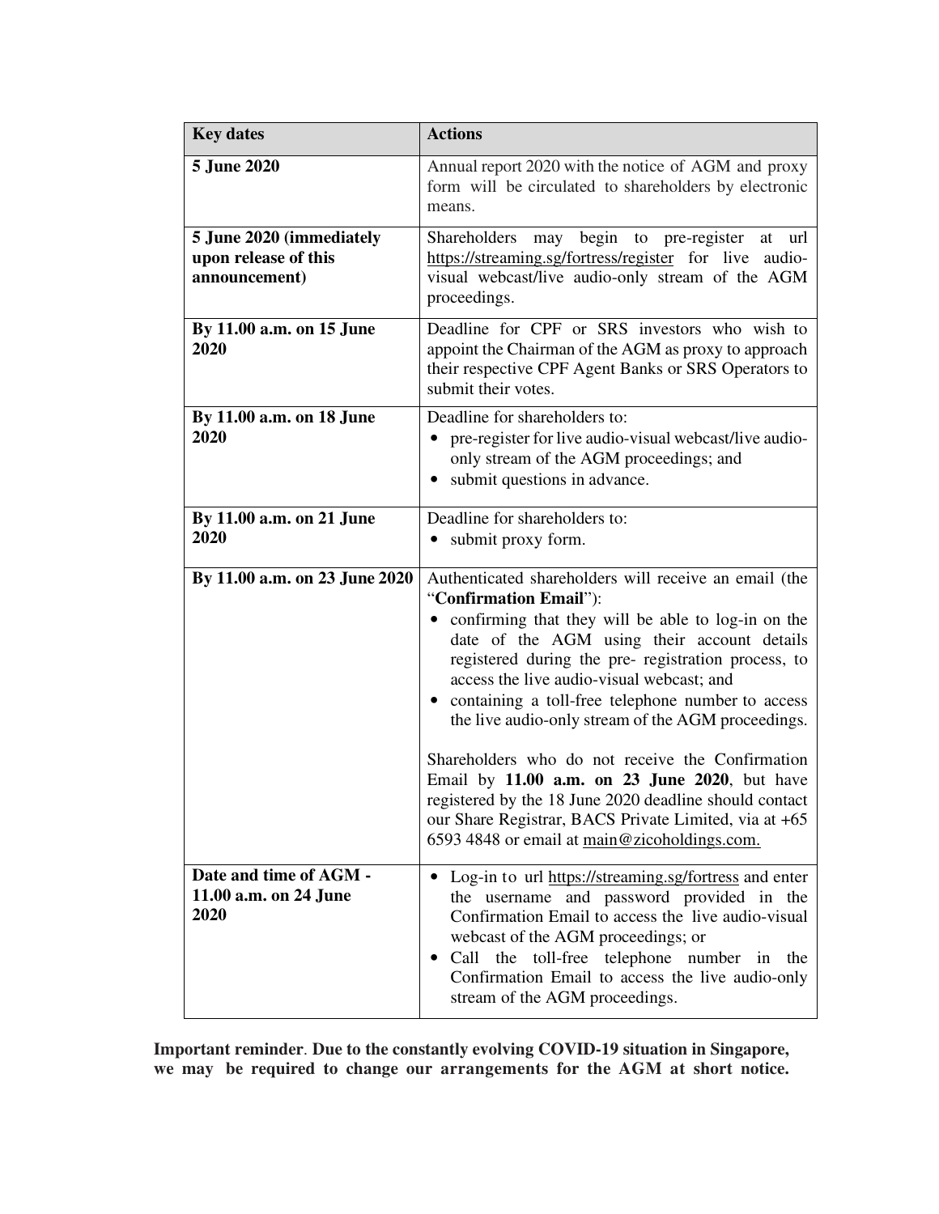| Key dates | Actions |
|---|---|
| **5 June 2020** | Annual report 2020 with the notice of AGM and proxy form will be circulated to shareholders by electronic means. |
| **5 June 2020 (immediately upon release of this announcement)** | Shareholders may begin to pre-register at url https://streaming.sg/fortress/register for live audio-visual webcast/live audio-only stream of the AGM proceedings. |
| **By 11.00 a.m. on 15 June 2020** | Deadline for CPF or SRS investors who wish to appoint the Chairman of the AGM as proxy to approach their respective CPF Agent Banks or SRS Operators to submit their votes. |
| **By 11.00 a.m. on 18 June 2020** | Deadline for shareholders to:<br>• pre-register for live audio-visual webcast/live audio-only stream of the AGM proceedings; and<br>• submit questions in advance. |
| **By 11.00 a.m. on 21 June 2020** | Deadline for shareholders to:<br>• submit proxy form. |
| **By 11.00 a.m. on 23 June 2020** | Authenticated shareholders will receive an email (the "**Confirmation Email**"):<br>• confirming that they will be able to log-in on the date of the AGM using their account details registered during the pre- registration process, to access the live audio-visual webcast; and<br>• containing a toll-free telephone number to access the live audio-only stream of the AGM proceedings.<br><br>Shareholders who do not receive the Confirmation Email by **11.00 a.m. on 23 June 2020**, but have registered by the 18 June 2020 deadline should contact our Share Registrar, BACS Private Limited, via at +65 6593 4848 or email at main@zicoholdings.com. |
| **Date and time of AGM - 11.00 a.m. on 24 June 2020** | • Log-in to url https://streaming.sg/fortress and enter the username and password provided in the Confirmation Email to access the live audio-visual webcast of the AGM proceedings; or<br>• Call the toll-free telephone number in the Confirmation Email to access the live audio-only stream of the AGM proceedings. |

**Important reminder**. **Due to the constantly evolving COVID-19 situation in Singapore, we may be required to change our arrangements for the AGM at short notice.**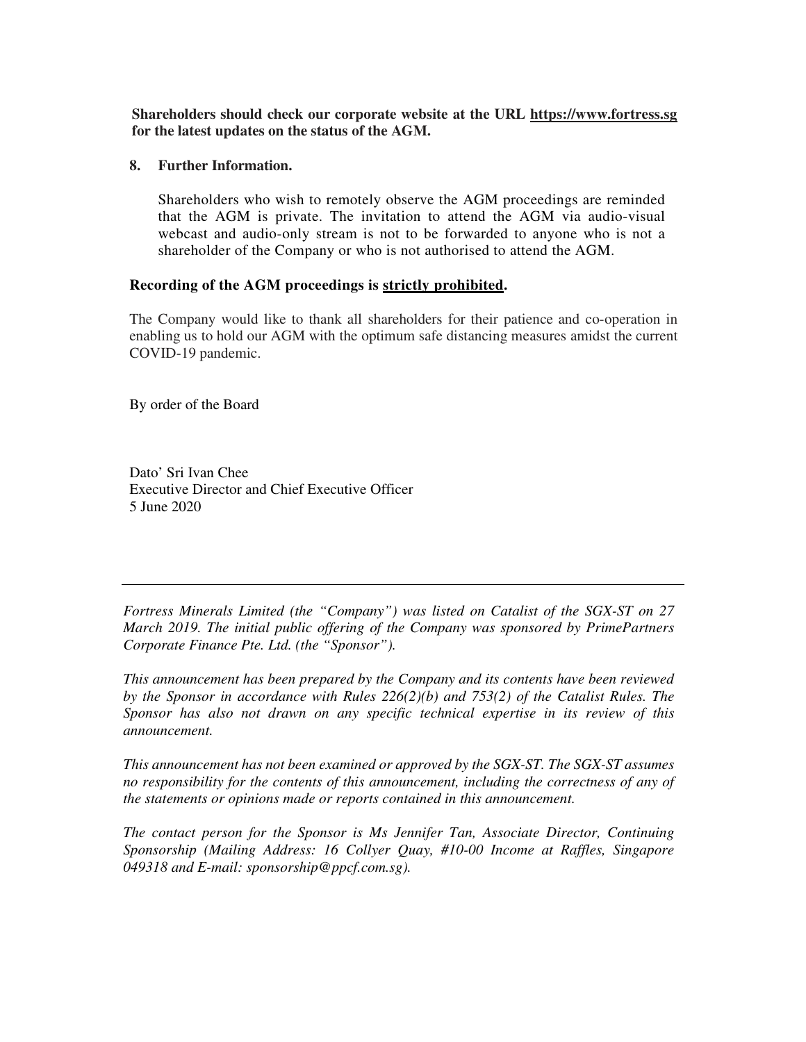**Shareholders should check our corporate website at the URL https://www.fortress.sg for the latest updates on the status of the AGM.**

**8. Further Information.**

Shareholders who wish to remotely observe the AGM proceedings are reminded that the AGM is private. The invitation to attend the AGM via audio-visual webcast and audio-only stream is not to be forwarded to anyone who is not a shareholder of the Company or who is not authorised to attend the AGM.

**Recording of the AGM proceedings is <u>strictly prohibited</u>.**

The Company would like to thank all shareholders for their patience and co-operation in enabling us to hold our AGM with the optimum safe distancing measures amidst the current COVID-19 pandemic.

By order of the Board

Dato' Sri Ivan Chee
Executive Director and Chief Executive Officer
5 June 2020

---

*Fortress Minerals Limited (the "Company") was listed on Catalist of the SGX-ST on 27 March 2019. The initial public offering of the Company was sponsored by PrimePartners Corporate Finance Pte. Ltd. (the "Sponsor").*

*This announcement has been prepared by the Company and its contents have been reviewed by the Sponsor in accordance with Rules 226(2)(b) and 753(2) of the Catalist Rules. The Sponsor has also not drawn on any specific technical expertise in its review of this announcement.*

*This announcement has not been examined or approved by the SGX-ST. The SGX-ST assumes no responsibility for the contents of this announcement, including the correctness of any of the statements or opinions made or reports contained in this announcement.*

*The contact person for the Sponsor is Ms Jennifer Tan, Associate Director, Continuing Sponsorship (Mailing Address: 16 Collyer Quay, #10-00 Income at Raffles, Singapore 049318 and E-mail: sponsorship@ppcf.com.sg).*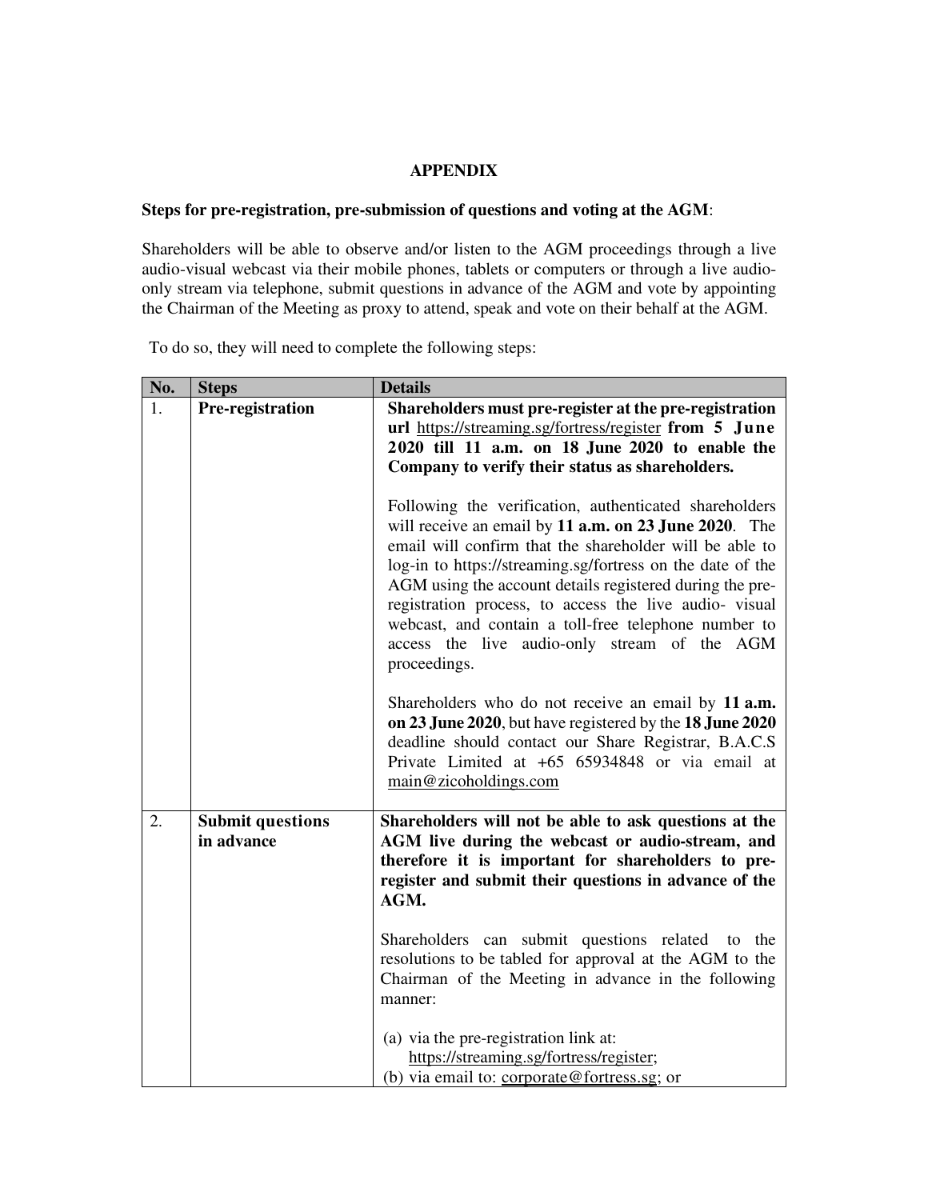**APPENDIX**

**Steps for pre-registration, pre-submission of questions and voting at the AGM**:

Shareholders will be able to observe and/or listen to the AGM proceedings through a live audio-visual webcast via their mobile phones, tablets or computers or through a live audio-only stream via telephone, submit questions in advance of the AGM and vote by appointing the Chairman of the Meeting as proxy to attend, speak and vote on their behalf at the AGM.

To do so, they will need to complete the following steps:

| No. | Steps | Details |
|---|---|---|
| 1. | **Pre-registration** | **Shareholders must pre-register at the pre-registration url** https://streaming.sg/fortress/register **from 5 June 2020 till 11 a.m. on 18 June 2020 to enable the Company to verify their status as shareholders.**<br><br>Following the verification, authenticated shareholders will receive an email by **11 a.m. on 23 June 2020**. The email will confirm that the shareholder will be able to log-in to https://streaming.sg/fortress on the date of the AGM using the account details registered during the pre-registration process, to access the live audio- visual webcast, and contain a toll-free telephone number to access the live audio-only stream of the AGM proceedings.<br><br>Shareholders who do not receive an email by **11 a.m. on 23 June 2020**, but have registered by the **18 June 2020** deadline should contact our Share Registrar, B.A.C.S Private Limited at +65 65934848 or via email at main@zicoholdings.com |
| 2. | **Submit questions in advance** | **Shareholders will not be able to ask questions at the AGM live during the webcast or audio-stream, and therefore it is important for shareholders to pre-register and submit their questions in advance of the AGM.**<br><br>Shareholders can submit questions related to the resolutions to be tabled for approval at the AGM to the Chairman of the Meeting in advance in the following manner:<br><br>(a) via the pre-registration link at: https://streaming.sg/fortress/register;<br>(b) via email to: corporate@fortress.sg; or |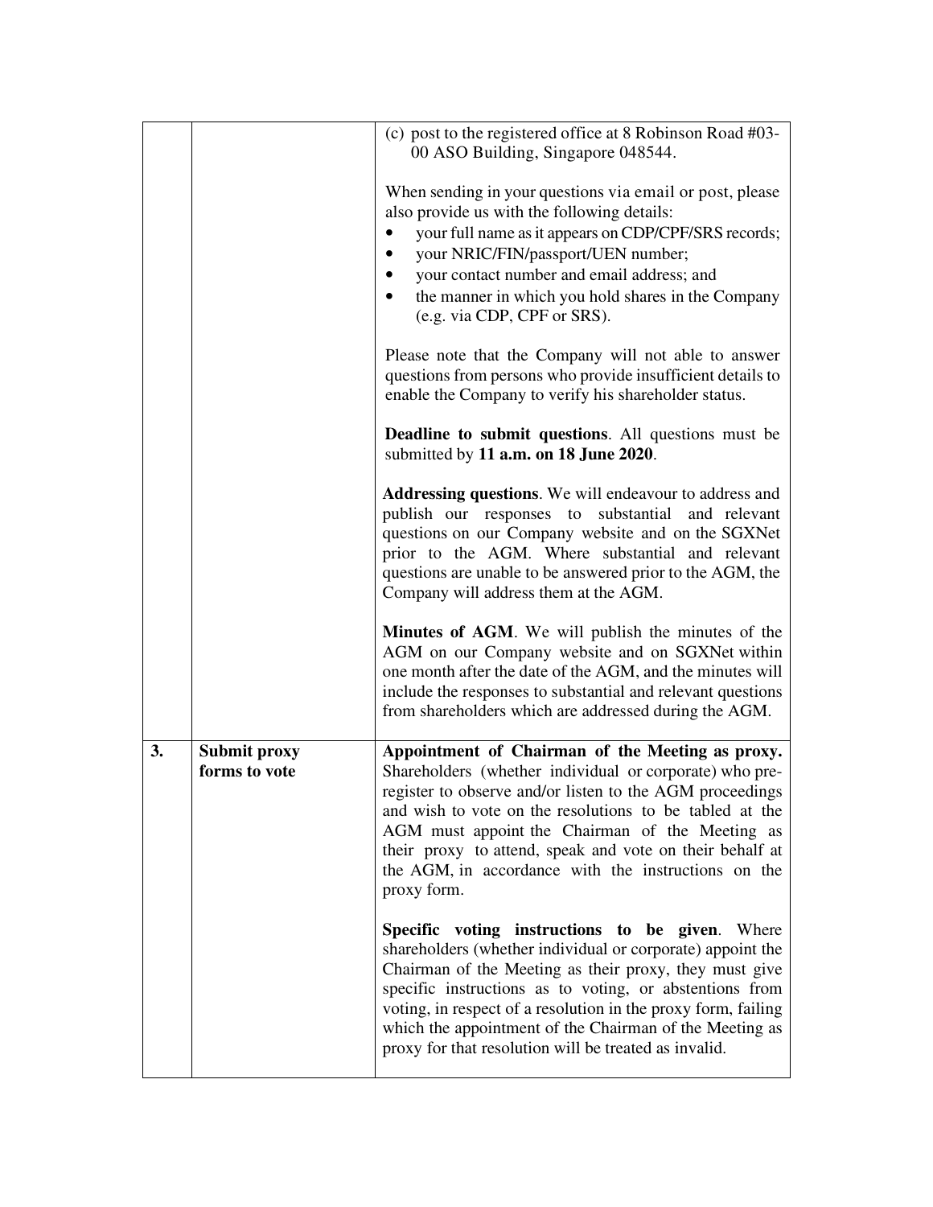| | | |
|---|---|---|
| | | (c) post to the registered office at 8 Robinson Road #03-00 ASO Building, Singapore 048544.<br><br>When sending in your questions via email or post, please also provide us with the following details:<br>• your full name as it appears on CDP/CPF/SRS records;<br>• your NRIC/FIN/passport/UEN number;<br>• your contact number and email address; and<br>• the manner in which you hold shares in the Company (e.g. via CDP, CPF or SRS).<br><br>Please note that the Company will not able to answer questions from persons who provide insufficient details to enable the Company to verify his shareholder status.<br><br>**Deadline to submit questions**. All questions must be submitted by **11 a.m. on 18 June 2020**.<br><br>**Addressing questions**. We will endeavour to address and publish our responses to substantial and relevant questions on our Company website and on the SGXNet prior to the AGM. Where substantial and relevant questions are unable to be answered prior to the AGM, the Company will address them at the AGM.<br><br>**Minutes of AGM**. We will publish the minutes of the AGM on our Company website and on SGXNet within one month after the date of the AGM, and the minutes will include the responses to substantial and relevant questions from shareholders which are addressed during the AGM. |
| **3.** | **Submit proxy forms to vote** | **Appointment of Chairman of the Meeting as proxy.** Shareholders (whether individual or corporate) who pre-register to observe and/or listen to the AGM proceedings and wish to vote on the resolutions to be tabled at the AGM must appoint the Chairman of the Meeting as their proxy to attend, speak and vote on their behalf at the AGM, in accordance with the instructions on the proxy form.<br><br>**Specific voting instructions to be given**. Where shareholders (whether individual or corporate) appoint the Chairman of the Meeting as their proxy, they must give specific instructions as to voting, or abstentions from voting, in respect of a resolution in the proxy form, failing which the appointment of the Chairman of the Meeting as proxy for that resolution will be treated as invalid. |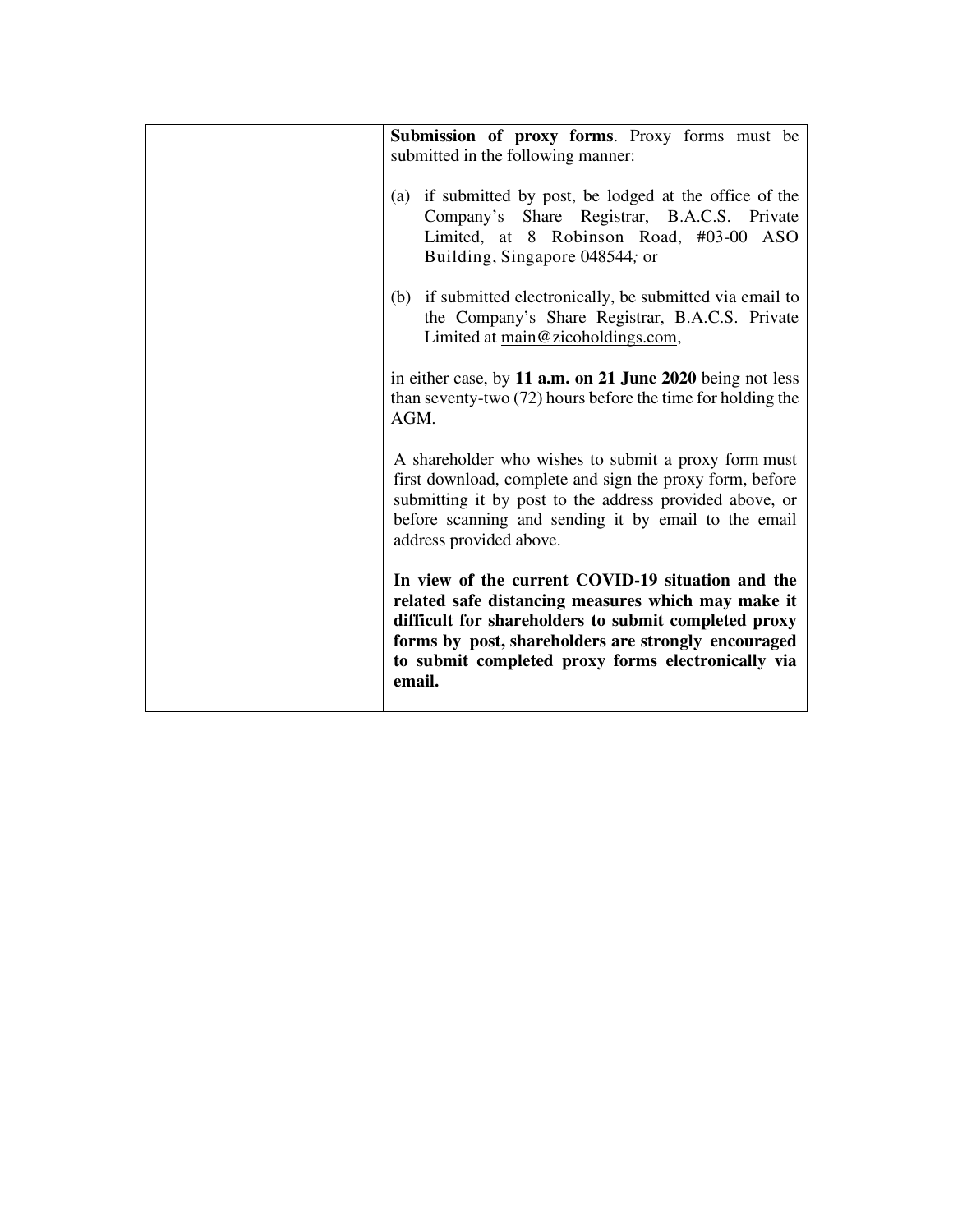| | | |
|---|---|---|
| | | **Submission of proxy forms**. Proxy forms must be submitted in the following manner:<br><br>(a) if submitted by post, be lodged at the office of the Company's Share Registrar, B.A.C.S. Private Limited, at 8 Robinson Road, #03-00 ASO Building, Singapore 048544; or<br><br>(b) if submitted electronically, be submitted via email to the Company's Share Registrar, B.A.C.S. Private Limited at main@zicoholdings.com,<br><br>in either case, by **11 a.m. on 21 June 2020** being not less than seventy-two (72) hours before the time for holding the AGM. |
| | | A shareholder who wishes to submit a proxy form must first download, complete and sign the proxy form, before submitting it by post to the address provided above, or before scanning and sending it by email to the email address provided above.<br><br>**In view of the current COVID-19 situation and the related safe distancing measures which may make it difficult for shareholders to submit completed proxy forms by post, shareholders are strongly encouraged to submit completed proxy forms electronically via email.** |